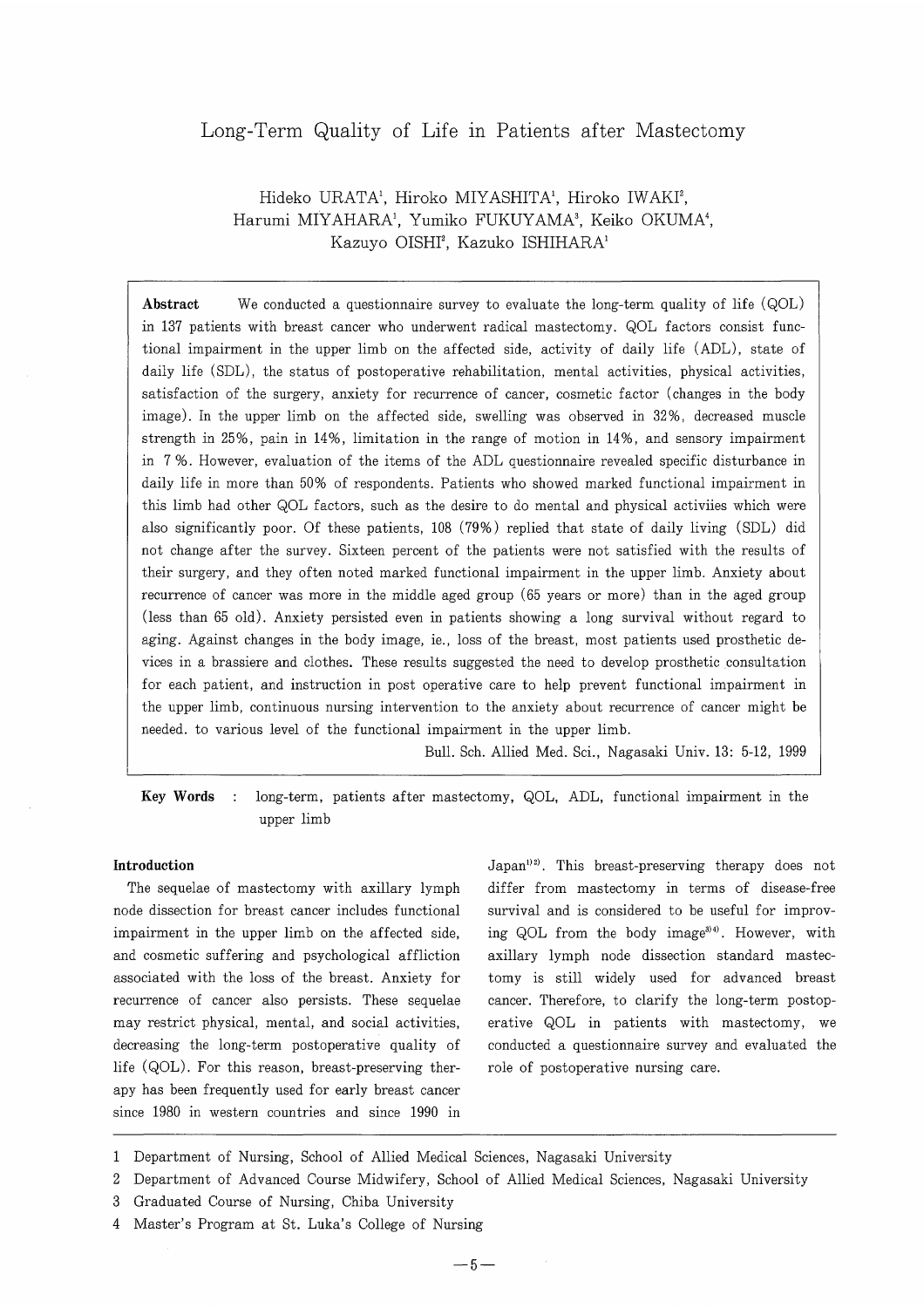# Long-Term Quality of Life in Patients after Mastectomy

Hideko URATA[1], Hiroko MIYASHITA[1], Hiroko IWAKI[2], Harumi MIYAHARA[1], Yumiko FUKUYAMA[3], Keiko OKUMA[4], Kazuyo OISHI[2], Kazuko ISHIHARA[1]

**Abstract** We conducted a questionnaire survey to evaluate the long-term quality of life (QOL) in 137 patients with breast cancer who underwent radical mastectomy. QOL factors consist functional impairment in the upper limb on the affected side, activity of daily life (ADL), state of daily life (SDL), the status of postoperative rehabilitation, mental activities, physical activities, satisfaction of the surgery, anxiety for recurrence of cancer, cosmetic factor (changes in the body image). In the upper limb on the affected side, swelling was observed in 32%, decreased muscle strength in 25%, pain in 14%, limitation in the range of motion in 14%, and sensory impairment in 7%. However, evaluation of the items of the ADL questionnaire revealed specific disturbance in daily life in more than 50% of respondents. Patients who showed marked functional impairment in this limb had other QOL factors, such as the desire to do mental and physical activiies which were also significantly poor. Of these patients, 108 (79%) replied that state of daily living (SDL) did not change after the survey. Sixteen percent of the patients were not satisfied with the results of their surgery, and they often noted marked functional impairment in the upper limb. Anxiety about recurrence of cancer was more in the middle aged group (65 years or more) than in the aged group (less than 65 old). Anxiety persisted even in patients showing a long survival without regard to aging. Against changes in the body image, ie., loss of the breast, most patients used prosthetic devices in a brassiere and clothes. These results suggested the need to develop prosthetic consultation for each patient, and instruction in post operative care to help prevent functional impairment in the upper limb, continuous nursing intervention to the anxiety about recurrence of cancer might be needed. to various level of the functional impairment in the upper limb.

Bull. Sch. Allied Med. Sci., Nagasaki Univ. 13: 5-12, 1999

**Key Words** : long-term, patients after mastectomy, QOL, ADL, functional impairment in the upper limb

## Introduction

The sequelae of mastectomy with axillary lymph node dissection for breast cancer includes functional impairment in the upper limb on the affected side, and cosmetic suffering and psychological affliction associated with the loss of the breast. Anxiety for recurrence of cancer also persists. These sequelae may restrict physical, mental, and social activities, decreasing the long-term postoperative quality of life (QOL). For this reason, breast-preserving therapy has been frequently used for early breast cancer since 1980 in western countries and since 1990 in Japan[1)2)]. This breast-preserving therapy does not differ from mastectomy in terms of disease-free survival and is considered to be useful for improving QOL from the body image[3)4)]. However, with axillary lymph node dissection standard mastectomy is still widely used for advanced breast cancer. Therefore, to clarify the long-term postoperative QOL in patients with mastectomy, we conducted a questionnaire survey and evaluated the role of postoperative nursing care.

---

1 Department of Nursing, School of Allied Medical Sciences, Nagasaki University

2 Department of Advanced Course Midwifery, School of Allied Medical Sciences, Nagasaki University

3 Graduated Course of Nursing, Chiba University

4 Master's Program at St. Luka's College of Nursing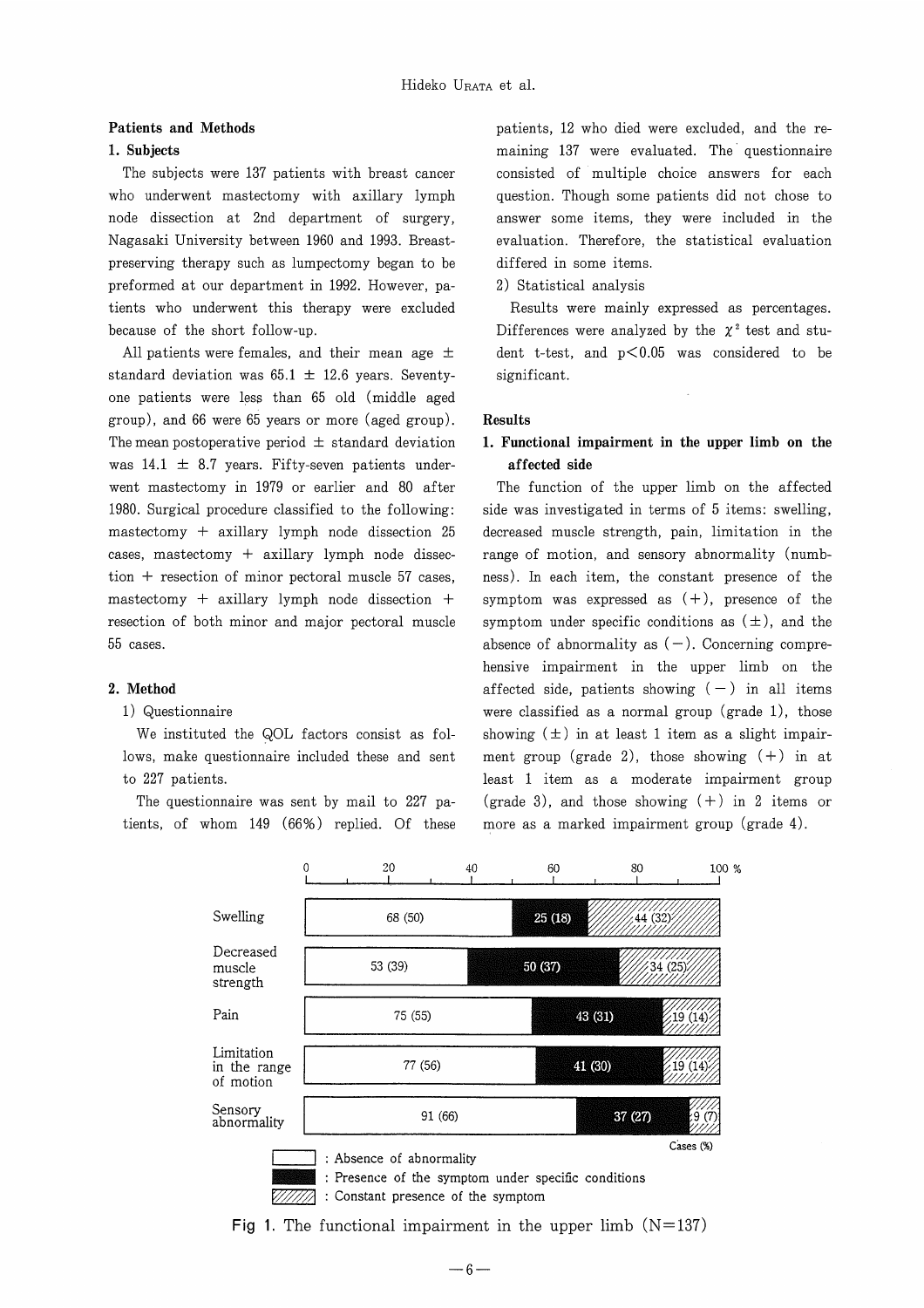## Patients and Methods

### 1. Subjects

The subjects were 137 patients with breast cancer who underwent mastectomy with axillary lymph node dissection at 2nd department of surgery, Nagasaki University between 1960 and 1993. Breast-preserving therapy such as lumpectomy began to be preformed at our department in 1992. However, patients who underwent this therapy were excluded because of the short follow-up.

All patients were females, and their mean age ± standard deviation was 65.1 ± 12.6 years. Seventy-one patients were less than 65 old (middle aged group), and 66 were 65 years or more (aged group). The mean postoperative period ± standard deviation was 14.1 ± 8.7 years. Fifty-seven patients underwent mastectomy in 1979 or earlier and 80 after 1980. Surgical procedure classified to the following: mastectomy + axillary lymph node dissection 25 cases, mastectomy + axillary lymph node dissection + resection of minor pectoral muscle 57 cases, mastectomy + axillary lymph node dissection + resection of both minor and major pectoral muscle 55 cases.

### 2. Method

1) Questionnaire

We instituted the QOL factors consist as follows, make questionnaire included these and sent to 227 patients.

The questionnaire was sent by mail to 227 patients, of whom 149 (66%) replied. Of these patients, 12 who died were excluded, and the remaining 137 were evaluated. The questionnaire consisted of multiple choice answers for each question. Though some patients did not chose to answer some items, they were included in the evaluation. Therefore, the statistical evaluation differed in some items.

2) Statistical analysis

Results were mainly expressed as percentages. Differences were analyzed by the $\chi^2$ test and student t-test, and $p<0.05$ was considered to be significant.

## Results

### 1. Functional impairment in the upper limb on the affected side

The function of the upper limb on the affected side was investigated in terms of 5 items: swelling, decreased muscle strength, pain, limitation in the range of motion, and sensory abnormality (numbness). In each item, the constant presence of the symptom was expressed as (+), presence of the symptom under specific conditions as (±), and the absence of abnormality as (−). Concerning comprehensive impairment in the upper limb on the affected side, patients showing (−) in all items were classified as a normal group (grade 1), those showing (±) in at least 1 item as a slight impairment group (grade 2), those showing (+) in at least 1 item as a moderate impairment group (grade 3), and those showing (+) in 2 items or more as a marked impairment group (grade 4).

| Cases (%) | Absence of abnormality | Presence of the symptom under specific conditions | Constant presence of the symptom |
|---|---|---|---|
| Swelling | 68 (50) | 25 (18) | 44 (32) |
| Decreased muscle strength | 53 (39) | 50 (37) | 34 (25) |
| Pain | 75 (55) | 43 (31) | 19 (14) |
| Limitation in the range of motion | 77 (56) | 41 (30) | 19 (14) |
| Sensory abnormality | 91 (66) | 37 (27) | 9 (7) |

Fig 1. The functional impairment in the upper limb (N=137)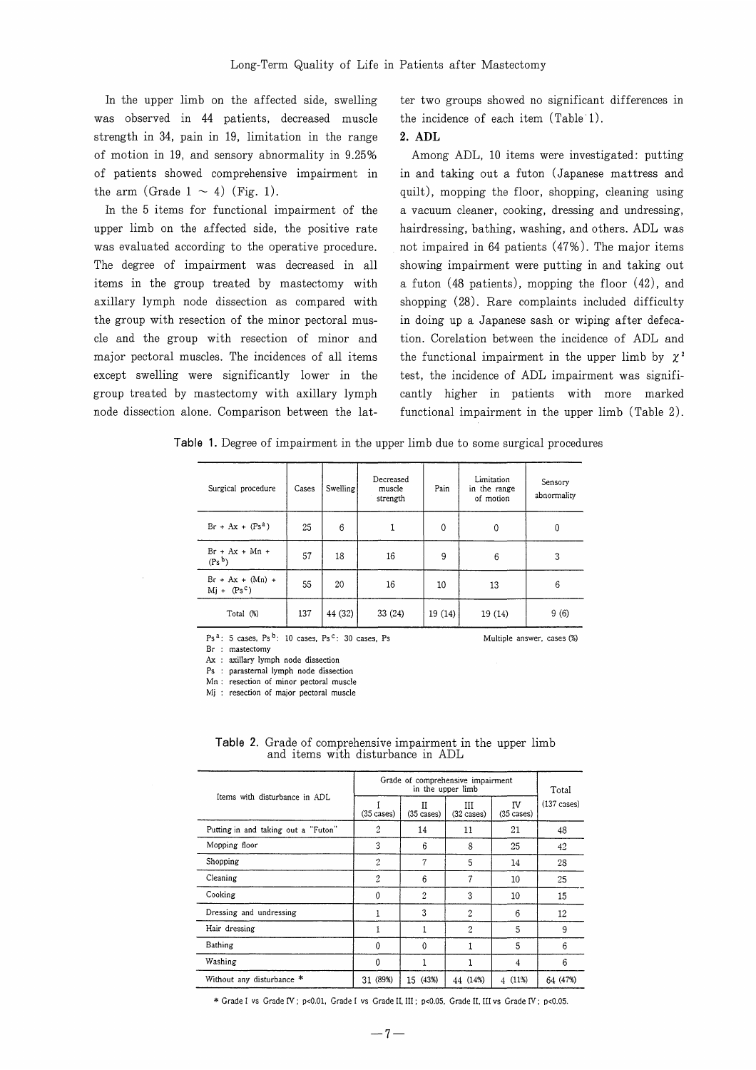In the upper limb on the affected side, swelling was observed in 44 patients, decreased muscle strength in 34, pain in 19, limitation in the range of motion in 19, and sensory abnormality in 9.25% of patients showed comprehensive impairment in the arm (Grade 1 ～ 4) (Fig. 1).

In the 5 items for functional impairment of the upper limb on the affected side, the positive rate was evaluated according to the operative procedure. The degree of impairment was decreased in all items in the group treated by mastectomy with axillary lymph node dissection as compared with the group with resection of the minor pectoral muscle and the group with resection of minor and major pectoral muscles. The incidences of all items except swelling were significantly lower in the group treated by mastectomy with axillary lymph node dissection alone. Comparison between the latter two groups showed no significant differences in the incidence of each item (Table 1).

## 2. ADL

Among ADL, 10 items were investigated: putting in and taking out a futon (Japanese mattress and quilt), mopping the floor, shopping, cleaning using a vacuum cleaner, cooking, dressing and undressing, hairdressing, bathing, washing, and others. ADL was not impaired in 64 patients (47%). The major items showing impairment were putting in and taking out a futon (48 patients), mopping the floor (42), and shopping (28). Rare complaints included difficulty in doing up a Japanese sash or wiping after defecation. Corelation between the incidence of ADL and the functional impairment in the upper limb by $\chi^2$ test, the incidence of ADL impairment was significantly higher in patients with more marked functional impairment in the upper limb (Table 2).

**Table 1.** Degree of impairment in the upper limb due to some surgical procedures

| Surgical procedure | Cases | Swelling | Decreased muscle strength | Pain | Limitation in the range of motion | Sensory abnormality |
|---|---|---|---|---|---|---|
| Br + Ax + (Ps[a]) | 25 | 6 | 1 | 0 | 0 | 0 |
| Br + Ax + Mn + (Ps[b]) | 57 | 18 | 16 | 9 | 6 | 3 |
| Br + Ax + (Mn) + Mj + (Ps[c]) | 55 | 20 | 16 | 10 | 13 | 6 |
| Total (%) | 137 | 44 (32) | 33 (24) | 19 (14) | 19 (14) | 9 (6) |

Ps[a]: 5 cases, Ps[b]: 10 cases, Ps[c]: 30 cases, Ps

Multiple answer, cases (%)

Br : mastectomy
Ax : axillary lymph node dissection
Ps : parasternal lymph node dissection
Mn : resection of minor pectoral muscle
Mj : resection of major pectoral muscle

**Table 2.** Grade of comprehensive impairment in the upper limb and items with disturbance in ADL

| Items with disturbance in ADL | Grade of comprehensive impairment in the upper limb | | | | Total |
|---|---|---|---|---|---|
| | I (35 cases) | II (35 cases) | III (32 cases) | IV (35 cases) | (137 cases) |
| Putting in and taking out a "Futon" | 2 | 14 | 11 | 21 | 48 |
| Mopping floor | 3 | 6 | 8 | 25 | 42 |
| Shopping | 2 | 7 | 5 | 14 | 28 |
| Cleaning | 2 | 6 | 7 | 10 | 25 |
| Cooking | 0 | 2 | 3 | 10 | 15 |
| Dressing and undressing | 1 | 3 | 2 | 6 | 12 |
| Hair dressing | 1 | 1 | 2 | 5 | 9 |
| Bathing | 0 | 0 | 1 | 5 | 6 |
| Washing | 0 | 1 | 1 | 4 | 6 |
| Without any disturbance * | 31 (89%) | 15 (43%) | 44 (14%) | 4 (11%) | 64 (47%) |

* Grade I vs Grade IV ; $p<0.01$, Grade I vs Grade II, III ; $p<0.05$, Grade II, III vs Grade IV ; $p<0.05$.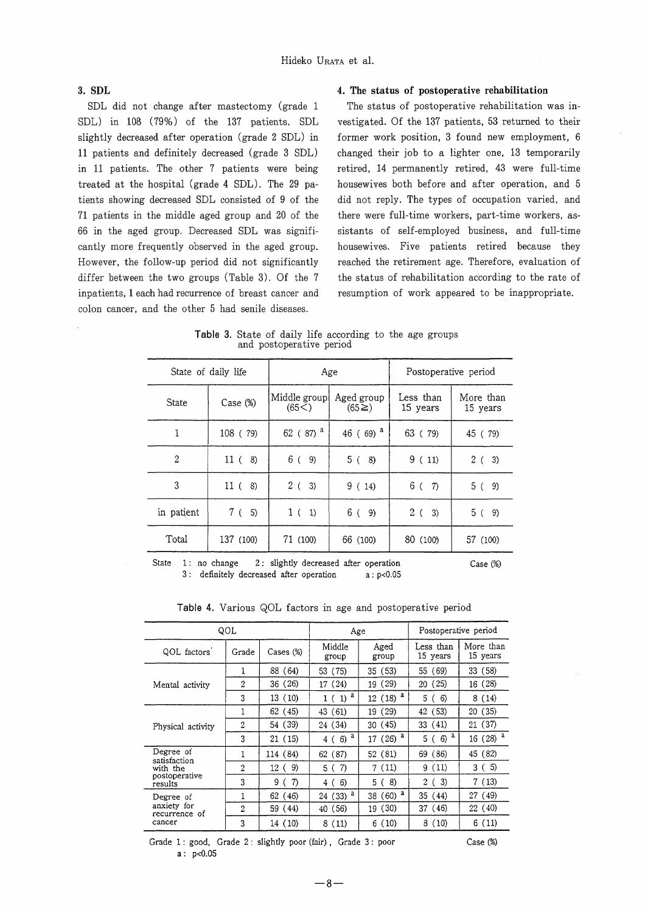### 3. SDL

SDL did not change after mastectomy (grade 1 SDL) in 108 (79%) of the 137 patients. SDL slightly decreased after operation (grade 2 SDL) in 11 patients and definitely decreased (grade 3 SDL) in 11 patients. The other 7 patients were being treated at the hospital (grade 4 SDL). The 29 patients showing decreased SDL consisted of 9 of the 71 patients in the middle aged group and 20 of the 66 in the aged group. Decreased SDL was significantly more frequently observed in the aged group. However, the follow-up period did not significantly differ between the two groups (Table 3). Of the 7 inpatients, 1 each had recurrence of breast cancer and colon cancer, and the other 5 had senile diseases.

### 4. The status of postoperative rehabilitation

The status of postoperative rehabilitation was investigated. Of the 137 patients, 53 returned to their former work position, 3 found new employment, 6 changed their job to a lighter one, 13 temporarily retired, 14 permanently retired, 43 were full-time housewives both before and after operation, and 5 did not reply. The types of occupation varied, and there were full-time workers, part-time workers, assistants of self-employed business, and full-time housewives. Five patients retired because they reached the retirement age. Therefore, evaluation of the status of rehabilitation according to the rate of resumption of work appeared to be inappropriate.

**Table 3.** State of daily life according to the age groups and postoperative period

| State of daily life | | Age | | Postoperative period | |
|---|---|---|---|---|---|
| State | Case (%) | Middle group (65<) | Aged group (65≧) | Less than 15 years | More than 15 years |
| 1 | 108 ( 79) | 62 ( 87) [a] | 46 ( 69) [a] | 63 ( 79) | 45 ( 79) |
| 2 | 11 ( 8) | 6 ( 9) | 5 ( 8) | 9 ( 11) | 2 ( 3) |
| 3 | 11 ( 8) | 2 ( 3) | 9 ( 14) | 6 ( 7) | 5 ( 9) |
| in patient | 7 ( 5) | 1 ( 1) | 6 ( 9) | 2 ( 3) | 5 ( 9) |
| Total | 137 (100) | 71 (100) | 66 (100) | 80 (100) | 57 (100) |

State 1 : no change 2 : slightly decreased after operation 3 : definitely decreased after operation a : $p<0.05$ Case (%)

**Table 4.** Various QOL factors in age and postoperative period

| QOL | | | Age | | Postoperative period | |
|---|---|---|---|---|---|---|
| QOL factors | Grade | Cases (%) | Middle group | Aged group | Less than 15 years | More than 15 years |
| Mental activity | 1 | 88 (64) | 53 (75) | 35 (53) | 55 (69) | 33 (58) |
| | 2 | 36 (26) | 17 (24) | 19 (29) | 20 (25) | 16 (28) |
| | 3 | 13 (10) | 1 ( 1) [a] | 12 (18) [a] | 5 ( 6) | 8 (14) |
| Physical activity | 1 | 62 (45) | 43 (61) | 19 (29) | 42 (53) | 20 (35) |
| | 2 | 54 (39) | 24 (34) | 30 (45) | 33 (41) | 21 (37) |
| | 3 | 21 (15) | 4 ( 6) [a] | 17 (26) [a] | 5 ( 6) [a] | 16 (28) [a] |
| Degree of satisfaction with the postoperative results | 1 | 114 (84) | 62 (87) | 52 (81) | 69 (86) | 45 (82) |
| | 2 | 12 ( 9) | 5 ( 7) | 7 (11) | 9 (11) | 3 ( 5) |
| | 3 | 9 ( 7) | 4 ( 6) | 5 ( 8) | 2 ( 3) | 7 (13) |
| Degree of anxiety for recurrence of cancer | 1 | 62 (46) | 24 (33) [a] | 38 (60) [a] | 35 (44) | 27 (49) |
| | 2 | 59 (44) | 40 (56) | 19 (30) | 37 (46) | 22 (40) |
| | 3 | 14 (10) | 8 (11) | 6 (10) | 8 (10) | 6 (11) |

Grade 1 : good, Grade 2 : slightly poor (fair), Grade 3 : poor Case (%)
a : $p<0.05$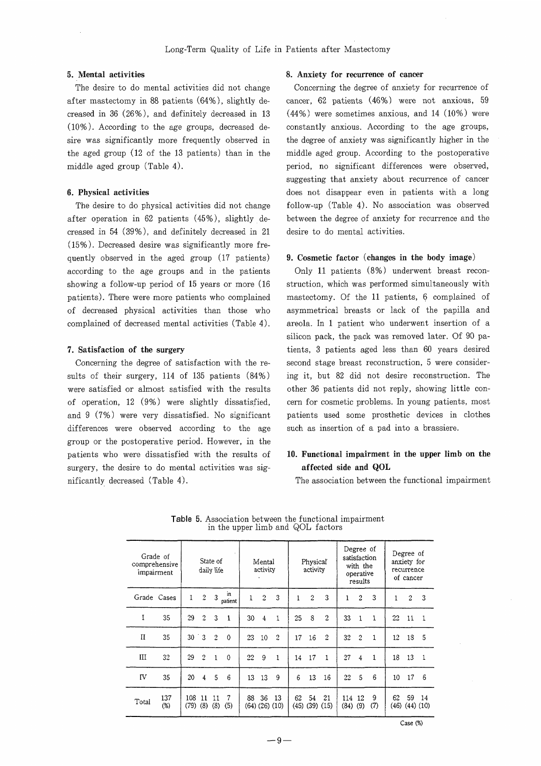### 5. Mental activities

The desire to do mental activities did not change after mastectomy in 88 patients (64%), slightly decreased in 36 (26%), and definitely decreased in 13 (10%). According to the age groups, decreased desire was significantly more frequently observed in the aged group (12 of the 13 patients) than in the middle aged group (Table 4).

### 6. Physical activities

The desire to do physical activities did not change after operation in 62 patients (45%), slightly decreased in 54 (39%), and definitely decreased in 21 (15%). Decreased desire was significantly more frequently observed in the aged group (17 patients) according to the age groups and in the patients showing a follow-up period of 15 years or more (16 patients). There were more patients who complained of decreased physical activities than those who complained of decreased mental activities (Table 4).

### 7. Satisfaction of the surgery

Concerning the degree of satisfaction with the results of their surgery, 114 of 135 patients (84%) were satisfied or almost satisfied with the results of operation, 12 (9%) were slightly dissatisfied, and 9 (7%) were very dissatisfied. No significant differences were observed according to the age group or the postoperative period. However, in the patients who were dissatisfied with the results of surgery, the desire to do mental activities was significantly decreased (Table 4).

### 8. Anxiety for recurrence of cancer

Concerning the degree of anxiety for recurrence of cancer, 62 patients (46%) were not anxious, 59 (44%) were sometimes anxious, and 14 (10%) were constantly anxious. According to the age groups, the degree of anxiety was significantly higher in the middle aged group. According to the postoperative period, no significant differences were observed, suggesting that anxiety about recurrence of cancer does not disappear even in patients with a long follow-up (Table 4). No association was observed between the degree of anxiety for recurrence and the desire to do mental activities.

### 9. Cosmetic factor (changes in the body image)

Only 11 patients (8%) underwent breast reconstruction, which was performed simultaneously with mastectomy. Of the 11 patients, 6 complained of asymmetrical breasts or lack of the papilla and areola. In 1 patient who underwent insertion of a silicon pack, the pack was removed later. Of 90 patients, 3 patients aged less than 60 years desired second stage breast reconstruction, 5 were considering it, but 82 did not desire reconstruction. The other 36 patients did not reply, showing little concern for cosmetic problems. In young patients, most patients used some prosthetic devices in clothes such as insertion of a pad into a brassiere.

### 10. Functional impairment in the upper limb on the affected side and QOL

The association between the functional impairment

**Table 5.** Association between the functional impairment in the upper limb and QOL factors

| Grade of comprehensive impairment | | State of daily life | | | | Mental activity | | | Physical activity | | | Degree of satisfaction with the operative results | | | Degree of anxiety for recurrence of cancer | | |
|---|---|---|---|---|---|---|---|---|---|---|---|---|---|---|---|---|---|
| Grade | Cases | 1 | 2 | 3 | in patient | 1 | 2 | 3 | 1 | 2 | 3 | 1 | 2 | 3 | 1 | 2 | 3 |
| I | 35 | 29 | 2 | 3 | 1 | 30 | 4 | 1 | 25 | 8 | 2 | 33 | 1 | 1 | 22 | 11 | 1 |
| II | 35 | 30 | 3 | 2 | 0 | 23 | 10 | 2 | 17 | 16 | 2 | 32 | 2 | 1 | 12 | 18 | 5 |
| III | 32 | 29 | 2 | 1 | 0 | 22 | 9 | 1 | 14 | 17 | 1 | 27 | 4 | 1 | 18 | 13 | 1 |
| IV | 35 | 20 | 4 | 5 | 6 | 13 | 13 | 9 | 6 | 13 | 16 | 22 | 5 | 6 | 10 | 17 | 6 |
| Total | 137 (%) | 108 (79) | 11 (8) | 11 (8) | 7 (5) | 88 (64) | 36 (26) | 13 (10) | 62 (45) | 54 (39) | 21 (15) | 114 (84) | 12 (9) | 9 (7) | 62 (46) | 59 (44) | 14 (10) |

Case (%)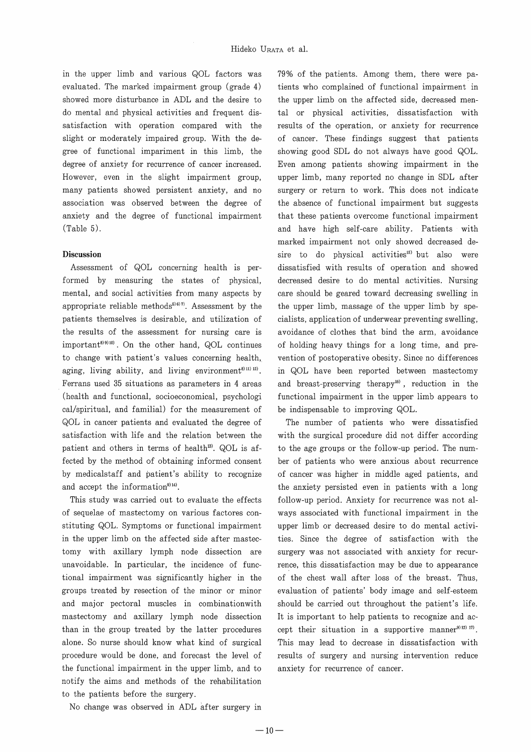in the upper limb and various QOL factors was evaluated. The marked impairment group (grade 4) showed more disturbance in ADL and the desire to do mental and physical activities and frequent dissatisfaction with operation compared with the slight or moderately impaired group. With the degree of functional impariment in this limb, the degree of anxiety for recurrence of cancer increased. However, even in the slight impairment group, many patients showed persistent anxiety, and no association was observed between the degree of anxiety and the degree of functional impairment (Table 5).

## Discussion

Assessment of QOL concerning health is performed by measuring the states of physical, mental, and social activities from many aspects by appropriate reliable methods[5)6)7)]. Assessment by the patients themselves is desirable, and utilization of the results of the assessment for nursing care is important[8)9)10)]. On the other hand, QOL continues to change with patient's values concerning health, aging, living ability, and living environment[8)11)12)]. Ferrans used 35 situations as parameters in 4 areas (health and functional, socioeconomical, psychological/spiritual, and familial) for the measurement of QOL in cancer patients and evaluated the degree of satisfaction with life and the relation between the patient and others in terms of health[13)]. QOL is affected by the method of obtaining informed consent by medicalstaff and patient's ability to recognize and accept the information[9)14)].

This study was carried out to evaluate the effects of sequelae of mastectomy on various factores constituting QOL. Symptoms or functional impairment in the upper limb on the affected side after mastectomy with axillary lymph node dissection are unavoidable. In particular, the incidence of functional impairment was significantly higher in the groups treated by resection of the minor or minor and major pectoral muscles in combinationwith mastectomy and axillary lymph node dissection than in the group treated by the latter procedures alone. So nurse should know what kind of surgical procedure would be done, and forecast the level of the functional impairment in the upper limb, and to notify the aims and methods of the rehabilitation to the patients before the surgery.

No change was observed in ADL after surgery in 79% of the patients. Among them, there were patients who complained of functional impairment in the upper limb on the affected side, decreased mental or physical activities, dissatisfaction with results of the operation, or anxiety for recurrence of cancer. These findings suggest that patients showing good SDL do not always have good QOL. Even among patients showing impairment in the upper limb, many reported no change in SDL after surgery or return to work. This does not indicate the absence of functional impairment but suggests that these patients overcome functional impairment and have high self-care ability. Patients with marked impairment not only showed decreased desire to do physical activities[15)] but also were dissatisfied with results of operation and showed decreased desire to do mental activities. Nursing care should be geared toward decreasing swelling in the upper limb, massage of the upper limb by specialists, application of underwear preventing swelling, avoidance of clothes that bind the arm, avoidance of holding heavy things for a long time, and prevention of postoperative obesity. Since no differences in QOL have been reported between mastectomy and breast-preserving therapy[16)], reduction in the functional impairment in the upper limb appears to be indispensable to improving QOL.

The number of patients who were dissatisfied with the surgical procedure did not differ according to the age groups or the follow-up period. The number of patients who were anxious about recurrence of cancer was higher in middle aged patients, and the anxiety persisted even in patients with a long follow-up period. Anxiety for recurrence was not always associated with functional impairment in the upper limb or decreased desire to do mental activities. Since the degree of satisfaction with the surgery was not associated with anxiety for recurrence, this dissatisfaction may be due to appearance of the chest wall after loss of the breast. Thus, evaluation of patients' body image and self-esteem should be carried out throughout the patient's life. It is important to help patients to recognize and accept their situation in a supportive manner[9)12)17)]. This may lead to decrease in dissatisfaction with results of surgery and nursing intervention reduce anxiety for recurrence of cancer.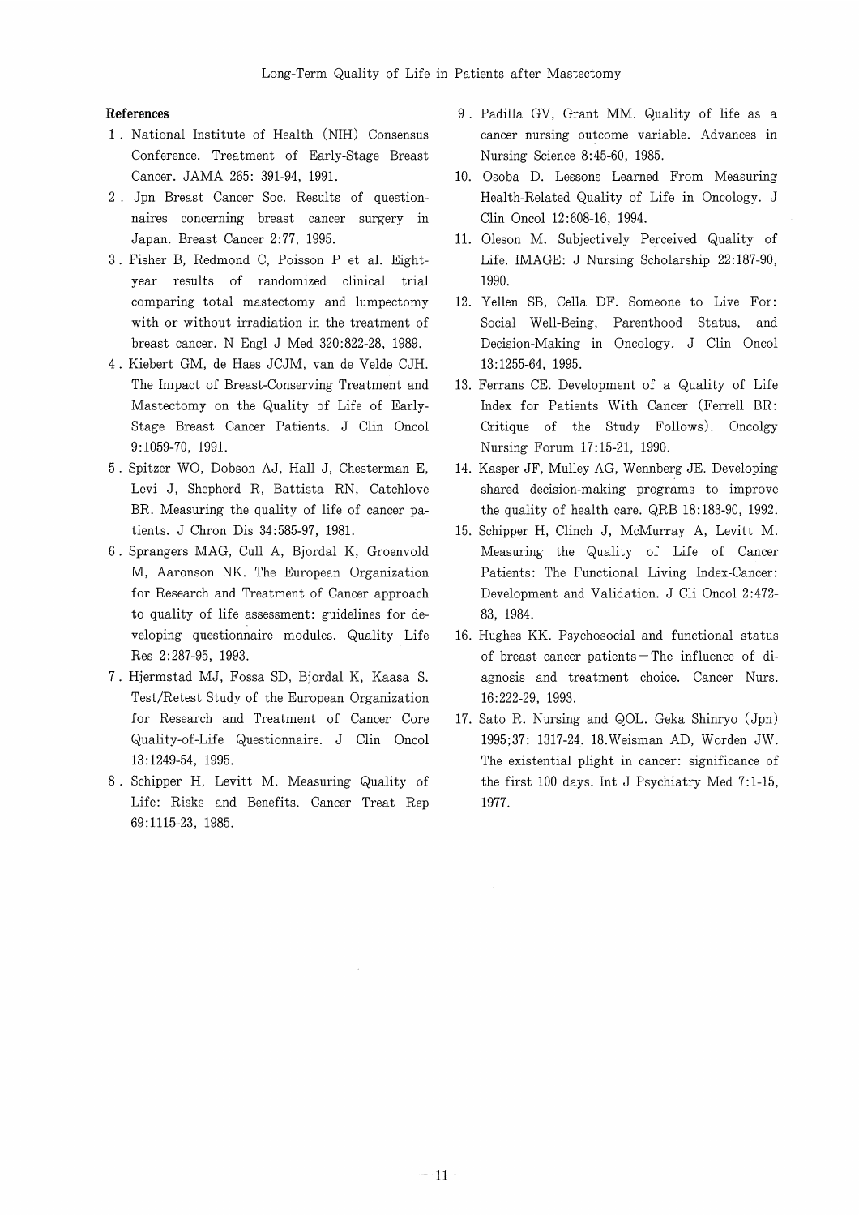## References

1. National Institute of Health (NIH) Consensus Conference. Treatment of Early-Stage Breast Cancer. JAMA 265: 391-94, 1991.
2. Jpn Breast Cancer Soc. Results of questionnaires concerning breast cancer surgery in Japan. Breast Cancer 2:77, 1995.
3. Fisher B, Redmond C, Poisson P et al. Eight-year results of randomized clinical trial comparing total mastectomy and lumpectomy with or without irradiation in the treatment of breast cancer. N Engl J Med 320:822-28, 1989.
4. Kiebert GM, de Haes JCJM, van de Velde CJH. The Impact of Breast-Conserving Treatment and Mastectomy on the Quality of Life of Early-Stage Breast Cancer Patients. J Clin Oncol 9:1059-70, 1991.
5. Spitzer WO, Dobson AJ, Hall J, Chesterman E, Levi J, Shepherd R, Battista RN, Catchlove BR. Measuring the quality of life of cancer patients. J Chron Dis 34:585-97, 1981.
6. Sprangers MAG, Cull A, Bjordal K, Groenvold M, Aaronson NK. The European Organization for Research and Treatment of Cancer approach to quality of life assessment: guidelines for developing questionnaire modules. Quality Life Res 2:287-95, 1993.
7. Hjermstad MJ, Fossa SD, Bjordal K, Kaasa S. Test/Retest Study of the European Organization for Research and Treatment of Cancer Core Quality-of-Life Questionnaire. J Clin Oncol 13:1249-54, 1995.
8. Schipper H, Levitt M. Measuring Quality of Life: Risks and Benefits. Cancer Treat Rep 69:1115-23, 1985.
9. Padilla GV, Grant MM. Quality of life as a cancer nursing outcome variable. Advances in Nursing Science 8:45-60, 1985.
10. Osoba D. Lessons Learned From Measuring Health-Related Quality of Life in Oncology. J Clin Oncol 12:608-16, 1994.
11. Oleson M. Subjectively Perceived Quality of Life. IMAGE: J Nursing Scholarship 22:187-90, 1990.
12. Yellen SB, Cella DF. Someone to Live For: Social Well-Being, Parenthood Status, and Decision-Making in Oncology. J Clin Oncol 13:1255-64, 1995.
13. Ferrans CE. Development of a Quality of Life Index for Patients With Cancer (Ferrell BR: Critique of the Study Follows). Oncolgy Nursing Forum 17:15-21, 1990.
14. Kasper JF, Mulley AG, Wennberg JE. Developing shared decision-making programs to improve the quality of health care. QRB 18:183-90, 1992.
15. Schipper H, Clinch J, McMurray A, Levitt M. Measuring the Quality of Life of Cancer Patients: The Functional Living Index-Cancer: Development and Validation. J Cli Oncol 2:472-83, 1984.
16. Hughes KK. Psychosocial and functional status of breast cancer patients—The influence of diagnosis and treatment choice. Cancer Nurs. 16:222-29, 1993.
17. Sato R. Nursing and QOL. Geka Shinryo (Jpn) 1995;37: 1317-24. 18.Weisman AD, Worden JW. The existential plight in cancer: significance of the first 100 days. Int J Psychiatry Med 7:1-15, 1977.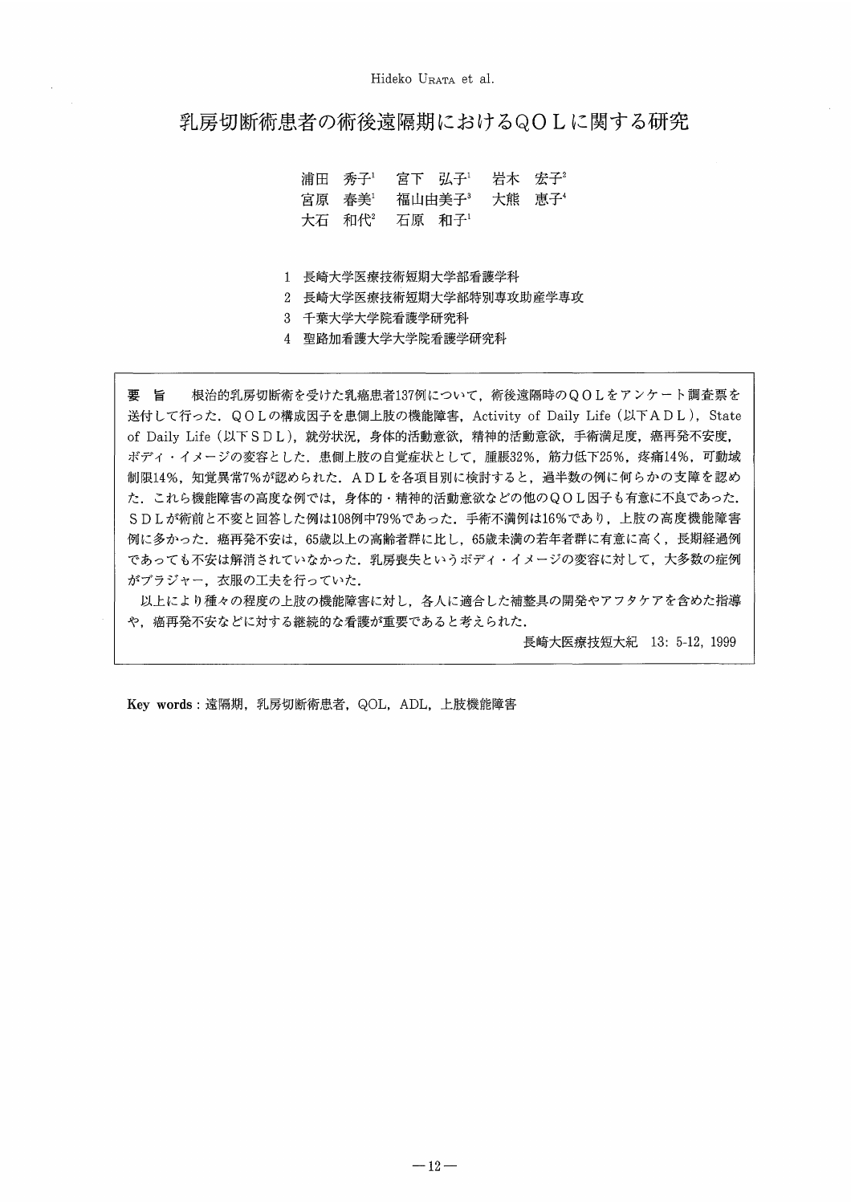# 乳房切断術患者の術後遠隔期におけるQＯＬに関する研究

浦田　秀子[1]　宮下　弘子[1]　岩木　宏子[2]
宮原　春美[1]　福山由美子[3]　大熊　恵子[4]
大石　和代[2]　石原　和子[1]

1 長崎大学医療技術短期大学部看護学科
2 長崎大学医療技術短期大学部特別専攻助産学専攻
3 千葉大学大学院看護学研究科
4 聖路加看護大学大学院看護学研究科

**要　旨**　根治的乳房切断術を受けた乳癌患者137例について，術後遠隔時のＱＯＬをアンケート調査票を送付して行った．ＱＯＬの構成因子を患側上肢の機能障害，Activity of Daily Life（以下ＡＤＬ），State of Daily Life（以下ＳＤＬ），就労状況，身体的活動意欲，精神的活動意欲，手術満足度，癌再発不安度，ボディ・イメージの変容とした．患側上肢の自覚症状として，腫脹32％，筋力低下25％，疼痛14％，可動域制限14％，知覚異常7％が認められた．ＡＤＬを各項目別に検討すると，過半数の例に何らかの支障を認めた．これら機能障害の高度な例では，身体的・精神的活動意欲などの他のＱＯＬ因子も有意に不良であった．ＳＤＬが術前と不変と回答した例は108例中79％であった．手術不満例は16％であり，上肢の高度機能障害例に多かった．癌再発不安は，65歳以上の高齢者群に比し，65歳未満の若年者群に有意に高く，長期経過例であっても不安は解消されていなかった．乳房喪失というボディ・イメージの変容に対して，大多数の症例がブラジャー，衣服の工夫を行っていた．

以上により種々の程度の上肢の機能障害に対し，各人に適合した補整具の開発やアフタケアを含めた指導や，癌再発不安などに対する継続的な看護が重要であると考えられた．

長崎大医療技短大紀　13: 5-12, 1999

**Key words**：遠隔期，乳房切断術患者，QOL，ADL，上肢機能障害